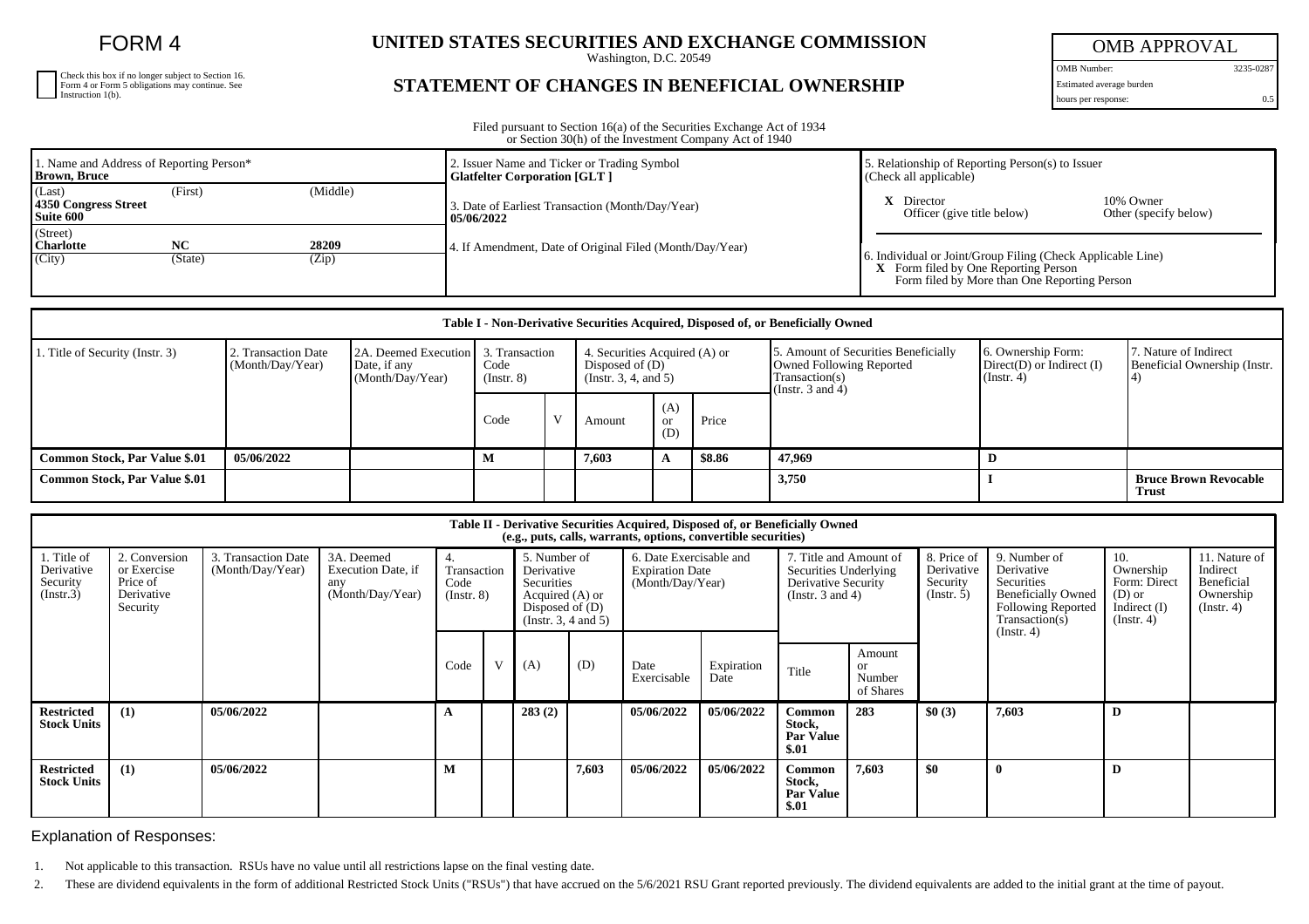# FORM 4

Check this box if no longer subject to Section 16. Form 4 or Form 5 obligations may continue. See Instruction 1(b).

## UNITED STATES SECURITIES AND EXCHANGE COMMISSION

Washington, D.C. 20549

## STATEMENT OF CHANGES IN BENEFICIAL OWNERSHIP

Filed pursuant to Section 16(a) of the Securities Exchange Act of 1934 or Section 30(h) of the Investment Company Act of 1940

| OMB APPROVAL | |
|---|---|
| OMB Number: | 3235-0287 |
| Estimated average burden | |
| hours per response: | 0.5 |

| 1. Name and Address of Reporting Person* | 2. Issuer Name and Ticker or Trading Symbol | 5. Relationship of Reporting Person(s) to Issuer (Check all applicable) |
|---|---|---|
| **Brown, Bruce** | **Glatfelter Corporation [GLT ]** | **X** Director / 10% Owner / Officer (give title below) / Other (specify below) |
| (Last) (First) (Middle) **4350 Congress Street Suite 600** | 3. Date of Earliest Transaction (Month/Day/Year) **05/06/2022** | |
| (Street) **Charlotte NC 28209** (City) (State) (Zip) | 4. If Amendment, Date of Original Filed (Month/Day/Year) | 6. Individual or Joint/Group Filing (Check Applicable Line) **X** Form filed by One Reporting Person / Form filed by More than One Reporting Person |

**Table I - Non-Derivative Securities Acquired, Disposed of, or Beneficially Owned**

| 1. Title of Security (Instr. 3) | 2. Transaction Date (Month/Day/Year) | 2A. Deemed Execution Date, if any (Month/Day/Year) | 3. Transaction Code (Instr. 8) | | 4. Securities Acquired (A) or Disposed of (D) (Instr. 3, 4, and 5) | | | 5. Amount of Securities Beneficially Owned Following Reported Transaction(s) (Instr. 3 and 4) | 6. Ownership Form: Direct(D) or Indirect (I) (Instr. 4) | 7. Nature of Indirect Beneficial Ownership (Instr. 4) |
|---|---|---|---|---|---|---|---|---|---|---|
| | | | Code | V | Amount | (A) or (D) | Price | | | |
| **Common Stock, Par Value $.01** | **05/06/2022** | | **M** | | **7,603** | **A** | **$8.86** | **47,969** | **D** | |
| **Common Stock, Par Value $.01** | | | | | | | | **3,750** | **I** | **Bruce Brown Revocable Trust** |

**Table II - Derivative Securities Acquired, Disposed of, or Beneficially Owned (e.g., puts, calls, warrants, options, convertible securities)**

| 1. Title of Derivative Security (Instr.3) | 2. Conversion or Exercise Price of Derivative Security | 3. Transaction Date (Month/Day/Year) | 3A. Deemed Execution Date, if any (Month/Day/Year) | 4. Transaction Code (Instr. 8) | | 5. Number of Derivative Securities Acquired (A) or Disposed of (D) (Instr. 3, 4 and 5) | | 6. Date Exercisable and Expiration Date (Month/Day/Year) | | 7. Title and Amount of Securities Underlying Derivative Security (Instr. 3 and 4) | | 8. Price of Derivative Security (Instr. 5) | 9. Number of Derivative Securities Beneficially Owned Following Reported Transaction(s) (Instr. 4) | 10. Ownership Form: Direct (D) or Indirect (I) (Instr. 4) | 11. Nature of Indirect Beneficial Ownership (Instr. 4) |
|---|---|---|---|---|---|---|---|---|---|---|---|---|---|---|---|
| | | | | Code | V | (A) | (D) | Date Exercisable | Expiration Date | Title | Amount or Number of Shares | | | | |
| **Restricted Stock Units** | **(1)** | **05/06/2022** | | **A** | | **283 (2)** | | **05/06/2022** | **05/06/2022** | **Common Stock, Par Value $.01** | **283** | **$0 (3)** | **7,603** | **D** | |
| **Restricted Stock Units** | **(1)** | **05/06/2022** | | **M** | | | **7,603** | **05/06/2022** | **05/06/2022** | **Common Stock, Par Value $.01** | **7,603** | **$0** | **0** | **D** | |

Explanation of Responses:

1. Not applicable to this transaction. RSUs have no value until all restrictions lapse on the final vesting date.
2. These are dividend equivalents in the form of additional Restricted Stock Units ("RSUs") that have accrued on the 5/6/2021 RSU Grant reported previously. The dividend equivalents are added to the initial grant at the time of payout.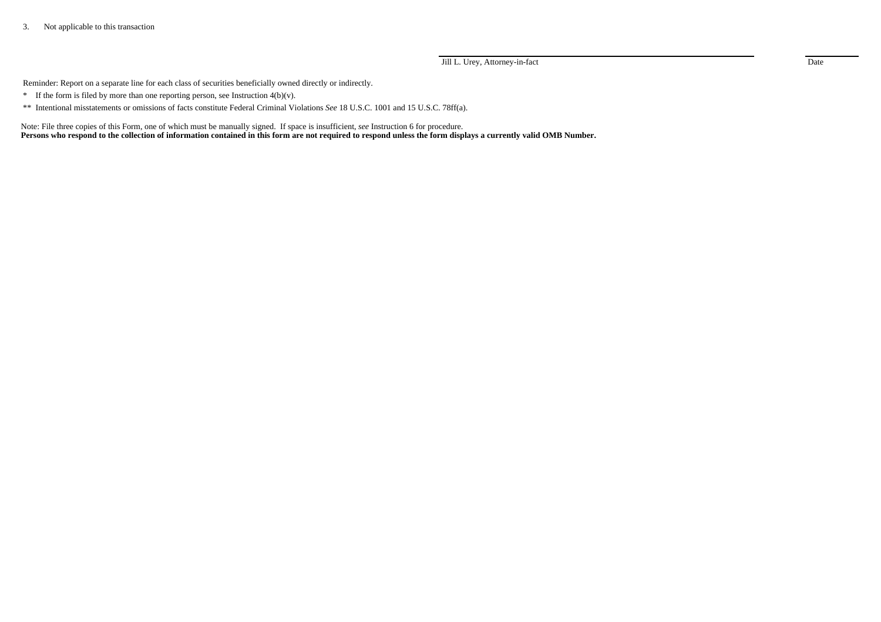3. Not applicable to this transaction

| | |
|---|---|
| Jill L. Urey, Attorney-in-fact | Date |

Reminder: Report on a separate line for each class of securities beneficially owned directly or indirectly.

\* If the form is filed by more than one reporting person, see Instruction 4(b)(v).

\*\* Intentional misstatements or omissions of facts constitute Federal Criminal Violations *See* 18 U.S.C. 1001 and 15 U.S.C. 78ff(a).

Note: File three copies of this Form, one of which must be manually signed. If space is insufficient, *see* Instruction 6 for procedure.
**Persons who respond to the collection of information contained in this form are not required to respond unless the form displays a currently valid OMB Number.**